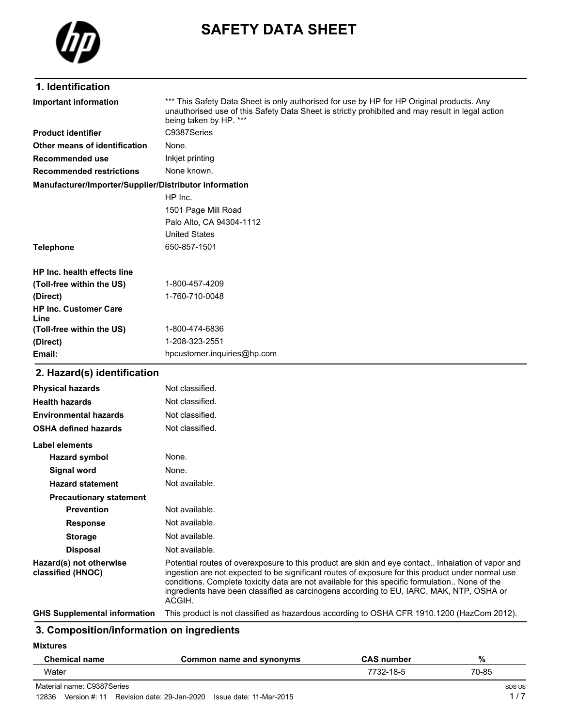# SAFETY DATA SHEET

## 1. Identification

| | |
|---|---|
| **Important information** | *** This Safety Data Sheet is only authorised for use by HP for HP Original products. Any unauthorised use of this Safety Data Sheet is strictly prohibited and may result in legal action being taken by HP. *** |
| **Product identifier** | C9387Series |
| **Other means of identification** | None. |
| **Recommended use** | Inkjet printing |
| **Recommended restrictions** | None known. |

**Manufacturer/Importer/Supplier/Distributor information**

HP Inc.
1501 Page Mill Road
Palo Alto, CA 94304-1112
United States

| | |
|---|---|
| **Telephone** | 650-857-1501 |
| **HP Inc. health effects line** | |
| **(Toll-free within the US)** | 1-800-457-4209 |
| **(Direct)** | 1-760-710-0048 |
| **HP Inc. Customer Care Line** | |
| **(Toll-free within the US)** | 1-800-474-6836 |
| **(Direct)** | 1-208-323-2551 |
| **Email:** | hpcustomer.inquiries@hp.com |

## 2. Hazard(s) identification

| | |
|---|---|
| **Physical hazards** | Not classified. |
| **Health hazards** | Not classified. |
| **Environmental hazards** | Not classified. |
| **OSHA defined hazards** | Not classified. |

**Label elements**

| | |
|---|---|
| **Hazard symbol** | None. |
| **Signal word** | None. |
| **Hazard statement** | Not available. |
| **Precautionary statement** | |
| **Prevention** | Not available. |
| **Response** | Not available. |
| **Storage** | Not available. |
| **Disposal** | Not available. |
| **Hazard(s) not otherwise classified (HNOC)** | Potential routes of overexposure to this product are skin and eye contact.. Inhalation of vapor and ingestion are not expected to be significant routes of exposure for this product under normal use conditions. Complete toxicity data are not available for this specific formulation.. None of the ingredients have been classified as carcinogens according to EU, IARC, MAK, NTP, OSHA or ACGIH. |
| **GHS Supplemental information** | This product is not classified as hazardous according to OSHA CFR 1910.1200 (HazCom 2012). |

## 3. Composition/information on ingredients

**Mixtures**

| Chemical name | Common name and synonyms | CAS number | % |
|---|---|---|---|
| Water | | 7732-18-5 | 70-85 |

Material name: C9387Series
12836 Version #: 11 Revision date: 29-Jan-2020 Issue date: 11-Mar-2015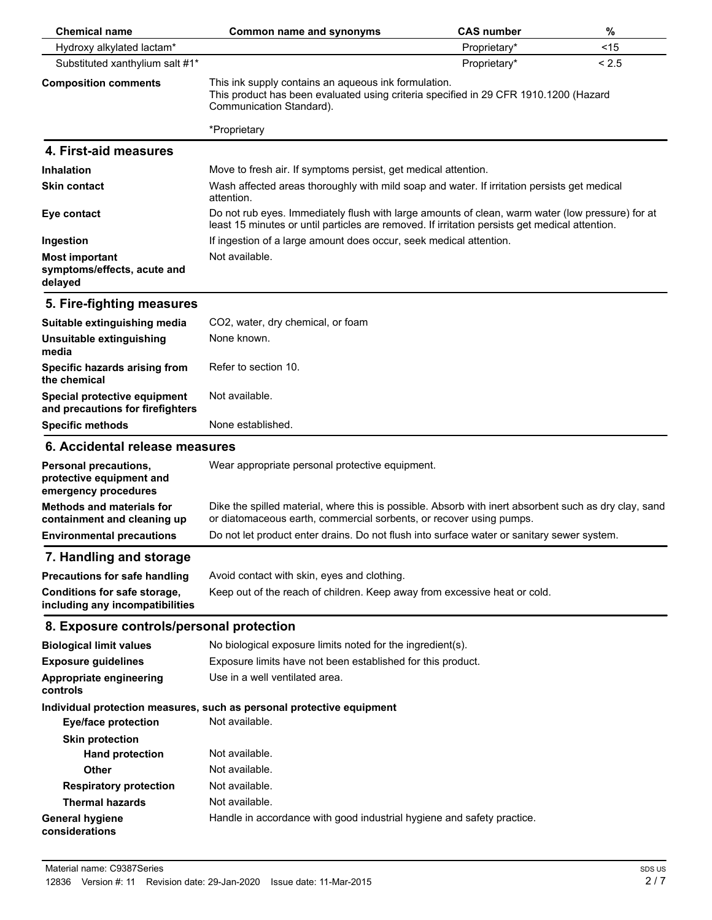| Chemical name | Common name and synonyms | CAS number | % |
|---|---|---|---|
| Hydroxy alkylated lactam* | | Proprietary* | <15 |
| Substituted xanthylium salt #1* | | Proprietary* | < 2.5 |

**Composition comments**
This ink supply contains an aqueous ink formulation.
This product has been evaluated using criteria specified in 29 CFR 1910.1200 (Hazard Communication Standard).

*Proprietary

## 4. First-aid measures

**Inhalation** Move to fresh air. If symptoms persist, get medical attention.

**Skin contact** Wash affected areas thoroughly with mild soap and water. If irritation persists get medical attention.

**Eye contact** Do not rub eyes. Immediately flush with large amounts of clean, warm water (low pressure) for at least 15 minutes or until particles are removed. If irritation persists get medical attention.

**Ingestion** If ingestion of a large amount does occur, seek medical attention.

**Most important symptoms/effects, acute and delayed** Not available.

## 5. Fire-fighting measures

**Suitable extinguishing media** $CO_2$, water, dry chemical, or foam

**Unsuitable extinguishing media** None known.

**Specific hazards arising from the chemical** Refer to section 10.

**Special protective equipment and precautions for firefighters** Not available.

**Specific methods** None established.

## 6. Accidental release measures

**Personal precautions, protective equipment and emergency procedures** Wear appropriate personal protective equipment.

**Methods and materials for containment and cleaning up** Dike the spilled material, where this is possible. Absorb with inert absorbent such as dry clay, sand or diatomaceous earth, commercial sorbents, or recover using pumps.

**Environmental precautions** Do not let product enter drains. Do not flush into surface water or sanitary sewer system.

## 7. Handling and storage

**Precautions for safe handling** Avoid contact with skin, eyes and clothing.

**Conditions for safe storage, including any incompatibilities** Keep out of the reach of children. Keep away from excessive heat or cold.

## 8. Exposure controls/personal protection

**Biological limit values** No biological exposure limits noted for the ingredient(s).

**Exposure guidelines** Exposure limits have not been established for this product.

**Appropriate engineering controls** Use in a well ventilated area.

**Individual protection measures, such as personal protective equipment**

**Eye/face protection** Not available.

**Skin protection**

**Hand protection** Not available.

**Other** Not available.

**Respiratory protection** Not available.

**Thermal hazards** Not available.

**General hygiene considerations** Handle in accordance with good industrial hygiene and safety practice.

Material name: C9387Series
12836 Version #: 11 Revision date: 29-Jan-2020 Issue date: 11-Mar-2015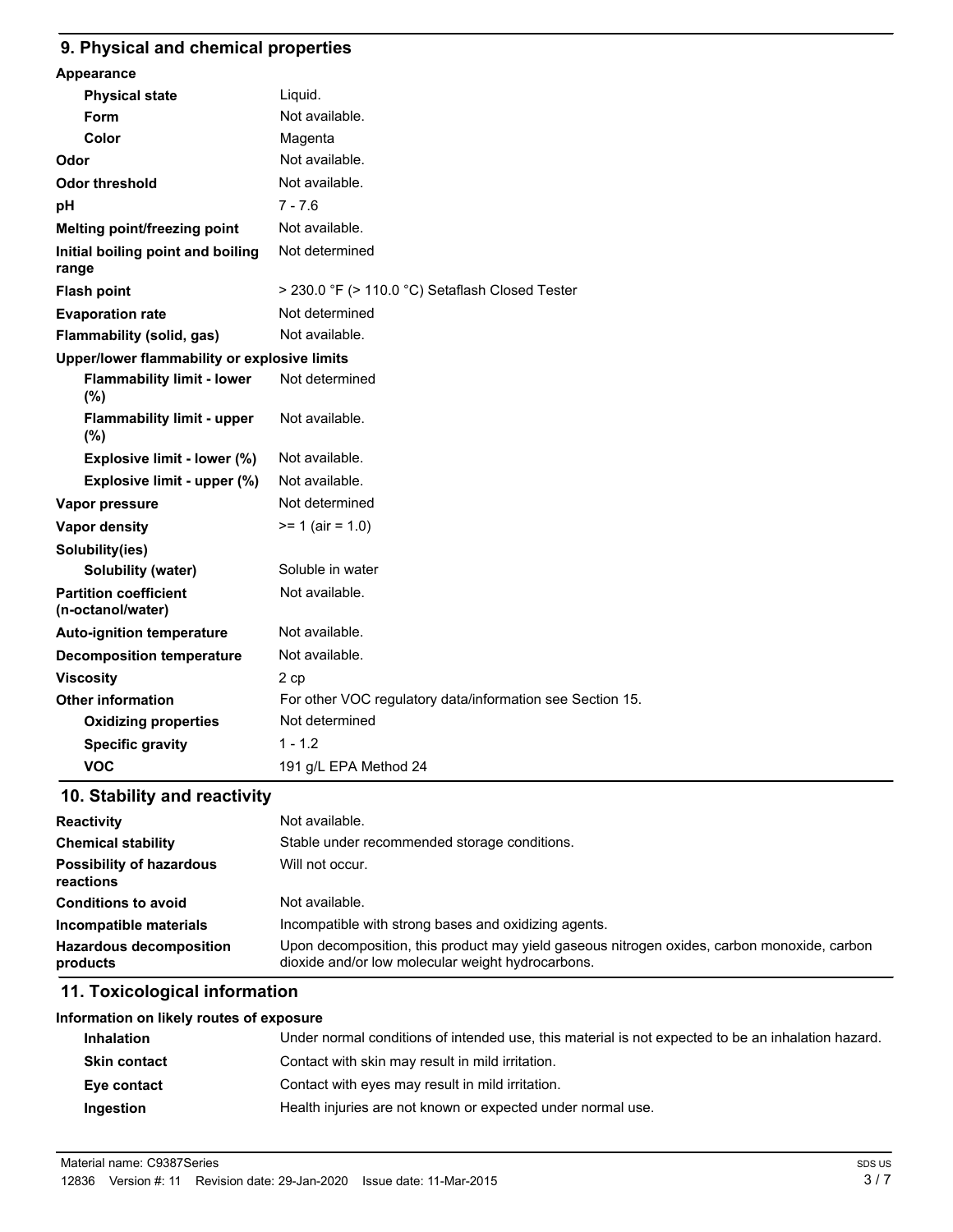## 9. Physical and chemical properties

| | |
|---|---|
| **Appearance** | |
| **Physical state** | Liquid. |
| **Form** | Not available. |
| **Color** | Magenta |
| **Odor** | Not available. |
| **Odor threshold** | Not available. |
| **pH** | 7 - 7.6 |
| **Melting point/freezing point** | Not available. |
| **Initial boiling point and boiling range** | Not determined |
| **Flash point** | > 230.0 °F (> 110.0 °C) Setaflash Closed Tester |
| **Evaporation rate** | Not determined |
| **Flammability (solid, gas)** | Not available. |
| **Upper/lower flammability or explosive limits** | |
| **Flammability limit - lower (%)** | Not determined |
| **Flammability limit - upper (%)** | Not available. |
| **Explosive limit - lower (%)** | Not available. |
| **Explosive limit - upper (%)** | Not available. |
| **Vapor pressure** | Not determined |
| **Vapor density** | >= 1 (air = 1.0) |
| **Solubility(ies)** | |
| **Solubility (water)** | Soluble in water |
| **Partition coefficient (n-octanol/water)** | Not available. |
| **Auto-ignition temperature** | Not available. |
| **Decomposition temperature** | Not available. |
| **Viscosity** | 2 cp |
| **Other information** | For other VOC regulatory data/information see Section 15. |
| **Oxidizing properties** | Not determined |
| **Specific gravity** | 1 - 1.2 |
| **VOC** | 191 g/L EPA Method 24 |

## 10. Stability and reactivity

| | |
|---|---|
| **Reactivity** | Not available. |
| **Chemical stability** | Stable under recommended storage conditions. |
| **Possibility of hazardous reactions** | Will not occur. |
| **Conditions to avoid** | Not available. |
| **Incompatible materials** | Incompatible with strong bases and oxidizing agents. |
| **Hazardous decomposition products** | Upon decomposition, this product may yield gaseous nitrogen oxides, carbon monoxide, carbon dioxide and/or low molecular weight hydrocarbons. |

## 11. Toxicological information

**Information on likely routes of exposure**

| | |
|---|---|
| **Inhalation** | Under normal conditions of intended use, this material is not expected to be an inhalation hazard. |
| **Skin contact** | Contact with skin may result in mild irritation. |
| **Eye contact** | Contact with eyes may result in mild irritation. |
| **Ingestion** | Health injuries are not known or expected under normal use. |

Material name: C9387Series
12836 Version #: 11 Revision date: 29-Jan-2020 Issue date: 11-Mar-2015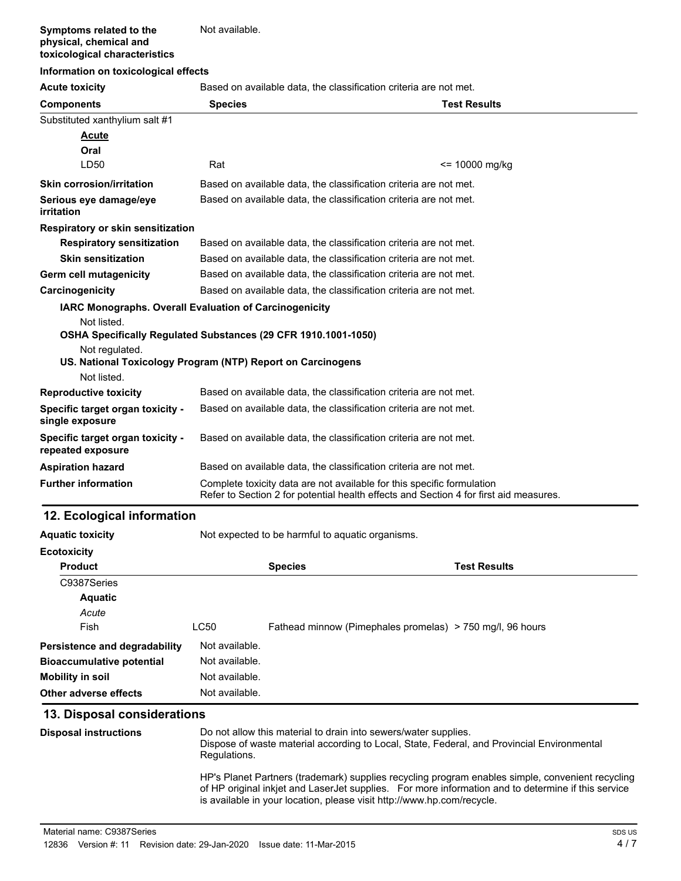| | |
|---|---|
| **Symptoms related to the physical, chemical and toxicological characteristics** | Not available. |

**Information on toxicological effects**

| | |
|---|---|
| **Acute toxicity** | Based on available data, the classification criteria are not met. |

| **Components** | **Species** | **Test Results** |
|---|---|---|
| Substituted xanthylium salt #1 | | |
| **Acute** | | |
| **Oral** | | |
| LD50 | Rat | <= 10000 mg/kg |

| | |
|---|---|
| **Skin corrosion/irritation** | Based on available data, the classification criteria are not met. |
| **Serious eye damage/eye irritation** | Based on available data, the classification criteria are not met. |
| **Respiratory or skin sensitization** | |
| **Respiratory sensitization** | Based on available data, the classification criteria are not met. |
| **Skin sensitization** | Based on available data, the classification criteria are not met. |
| **Germ cell mutagenicity** | Based on available data, the classification criteria are not met. |
| **Carcinogenicity** | Based on available data, the classification criteria are not met. |

**IARC Monographs. Overall Evaluation of Carcinogenicity**

Not listed.

**OSHA Specifically Regulated Substances (29 CFR 1910.1001-1050)**

Not regulated.

**US. National Toxicology Program (NTP) Report on Carcinogens**

Not listed.

| | |
|---|---|
| **Reproductive toxicity** | Based on available data, the classification criteria are not met. |
| **Specific target organ toxicity - single exposure** | Based on available data, the classification criteria are not met. |
| **Specific target organ toxicity - repeated exposure** | Based on available data, the classification criteria are not met. |
| **Aspiration hazard** | Based on available data, the classification criteria are not met. |
| **Further information** | Complete toxicity data are not available for this specific formulation<br>Refer to Section 2 for potential health effects and Section 4 for first aid measures. |

## 12. Ecological information

| | |
|---|---|
| **Aquatic toxicity** | Not expected to be harmful to aquatic organisms. |

**Ecotoxicity**

| **Product** | | **Species** | **Test Results** |
|---|---|---|---|
| C9387Series | | | |
| **Aquatic** | | | |
| *Acute* | | | |
| Fish | LC50 | Fathead minnow (Pimephales promelas) | > 750 mg/l, 96 hours |

| | |
|---|---|
| **Persistence and degradability** | Not available. |
| **Bioaccumulative potential** | Not available. |
| **Mobility in soil** | Not available. |
| **Other adverse effects** | Not available. |

## 13. Disposal considerations

**Disposal instructions**

Do not allow this material to drain into sewers/water supplies.
Dispose of waste material according to Local, State, Federal, and Provincial Environmental Regulations.

HP's Planet Partners (trademark) supplies recycling program enables simple, convenient recycling of HP original inkjet and LaserJet supplies. For more information and to determine if this service is available in your location, please visit http://www.hp.com/recycle.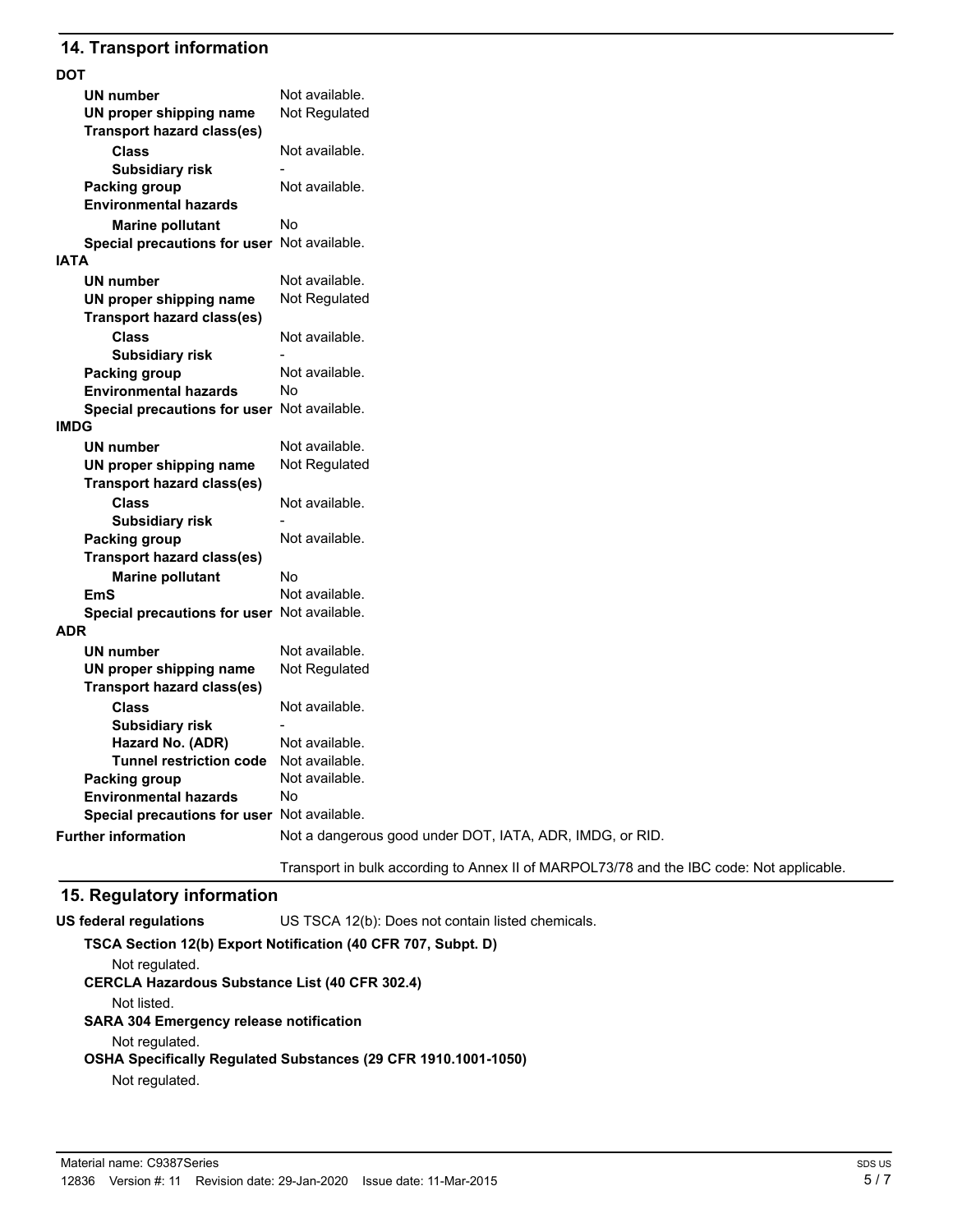## 14. Transport information

**DOT**

| | |
|---|---|
| **UN number** | Not available. |
| **UN proper shipping name** | Not Regulated |
| **Transport hazard class(es)** | |
| **Class** | Not available. |
| **Subsidiary risk** | - |
| **Packing group** | Not available. |
| **Environmental hazards** | |
| **Marine pollutant** | No |
| **Special precautions for user** | Not available. |

**IATA**

| | |
|---|---|
| **UN number** | Not available. |
| **UN proper shipping name** | Not Regulated |
| **Transport hazard class(es)** | |
| **Class** | Not available. |
| **Subsidiary risk** | - |
| **Packing group** | Not available. |
| **Environmental hazards** | No |
| **Special precautions for user** | Not available. |

**IMDG**

| | |
|---|---|
| **UN number** | Not available. |
| **UN proper shipping name** | Not Regulated |
| **Transport hazard class(es)** | |
| **Class** | Not available. |
| **Subsidiary risk** | - |
| **Packing group** | Not available. |
| **Transport hazard class(es)** | |
| **Marine pollutant** | No |
| **EmS** | Not available. |
| **Special precautions for user** | Not available. |

**ADR**

| | |
|---|---|
| **UN number** | Not available. |
| **UN proper shipping name** | Not Regulated |
| **Transport hazard class(es)** | |
| **Class** | Not available. |
| **Subsidiary risk** | - |
| **Hazard No. (ADR)** | Not available. |
| **Tunnel restriction code** | Not available. |
| **Packing group** | Not available. |
| **Environmental hazards** | No |
| **Special precautions for user** | Not available. |

**Further information**

Not a dangerous good under DOT, IATA, ADR, IMDG, or RID.

Transport in bulk according to Annex II of MARPOL73/78 and the IBC code: Not applicable.

## 15. Regulatory information

**US federal regulations** US TSCA 12(b): Does not contain listed chemicals.

**TSCA Section 12(b) Export Notification (40 CFR 707, Subpt. D)**

Not regulated.

**CERCLA Hazardous Substance List (40 CFR 302.4)**

Not listed.

**SARA 304 Emergency release notification**

Not regulated.

**OSHA Specifically Regulated Substances (29 CFR 1910.1001-1050)**

Not regulated.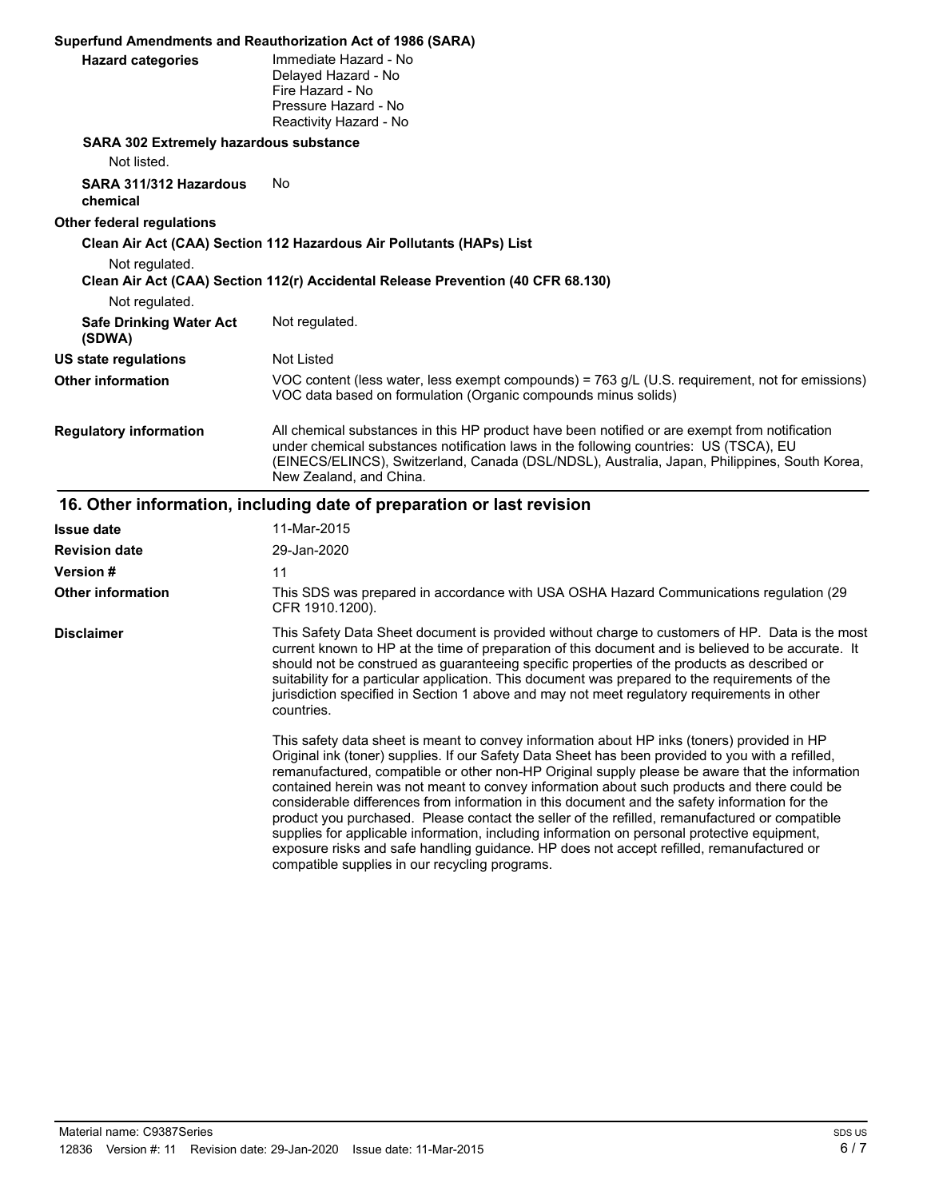**Superfund Amendments and Reauthorization Act of 1986 (SARA)**

| | |
|---|---|
| **Hazard categories** | Immediate Hazard - No<br>Delayed Hazard - No<br>Fire Hazard - No<br>Pressure Hazard - No<br>Reactivity Hazard - No |

**SARA 302 Extremely hazardous substance**

Not listed.

| | |
|---|---|
| **SARA 311/312 Hazardous chemical** | No |

**Other federal regulations**

**Clean Air Act (CAA) Section 112 Hazardous Air Pollutants (HAPs) List**

Not regulated.

**Clean Air Act (CAA) Section 112(r) Accidental Release Prevention (40 CFR 68.130)**

Not regulated.

| | |
|---|---|
| **Safe Drinking Water Act (SDWA)** | Not regulated. |
| **US state regulations** | Not Listed |
| **Other information** | VOC content (less water, less exempt compounds) = 763 g/L (U.S. requirement, not for emissions)<br>VOC data based on formulation (Organic compounds minus solids) |
| **Regulatory information** | All chemical substances in this HP product have been notified or are exempt from notification under chemical substances notification laws in the following countries: US (TSCA), EU (EINECS/ELINCS), Switzerland, Canada (DSL/NDSL), Australia, Japan, Philippines, South Korea, New Zealand, and China. |

## 16. Other information, including date of preparation or last revision

| | |
|---|---|
| **Issue date** | 11-Mar-2015 |
| **Revision date** | 29-Jan-2020 |
| **Version #** | 11 |
| **Other information** | This SDS was prepared in accordance with USA OSHA Hazard Communications regulation (29 CFR 1910.1200). |
| **Disclaimer** | This Safety Data Sheet document is provided without charge to customers of HP. Data is the most current known to HP at the time of preparation of this document and is believed to be accurate. It should not be construed as guaranteeing specific properties of the products as described or suitability for a particular application. This document was prepared to the requirements of the jurisdiction specified in Section 1 above and may not meet regulatory requirements in other countries.<br><br>This safety data sheet is meant to convey information about HP inks (toners) provided in HP Original ink (toner) supplies. If our Safety Data Sheet has been provided to you with a refilled, remanufactured, compatible or other non-HP Original supply please be aware that the information contained herein was not meant to convey information about such products and there could be considerable differences from information in this document and the safety information for the product you purchased. Please contact the seller of the refilled, remanufactured or compatible supplies for applicable information, including information on personal protective equipment, exposure risks and safe handling guidance. HP does not accept refilled, remanufactured or compatible supplies in our recycling programs. |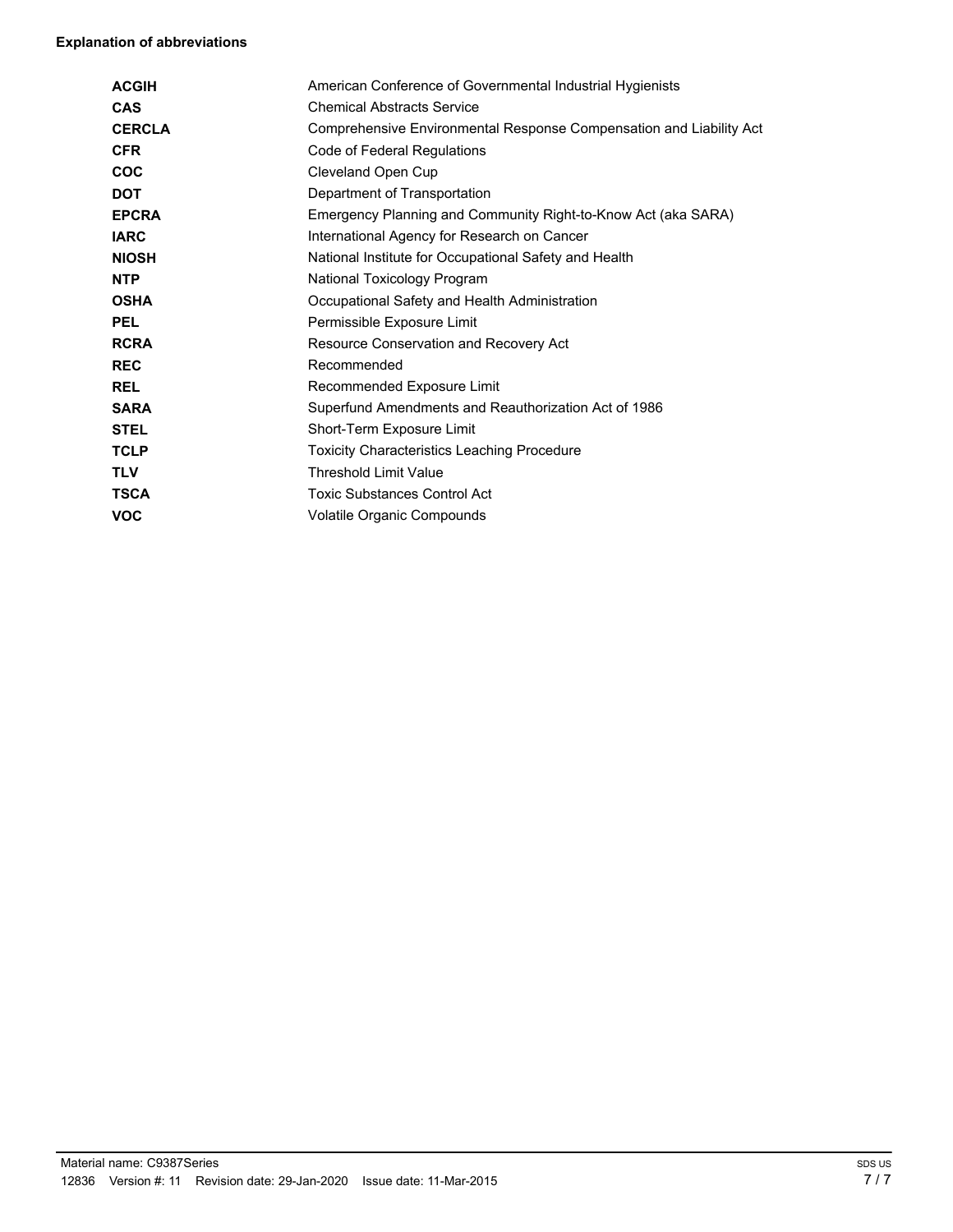**Explanation of abbreviations**

| | |
|---|---|
| **ACGIH** | American Conference of Governmental Industrial Hygienists |
| **CAS** | Chemical Abstracts Service |
| **CERCLA** | Comprehensive Environmental Response Compensation and Liability Act |
| **CFR** | Code of Federal Regulations |
| **COC** | Cleveland Open Cup |
| **DOT** | Department of Transportation |
| **EPCRA** | Emergency Planning and Community Right-to-Know Act (aka SARA) |
| **IARC** | International Agency for Research on Cancer |
| **NIOSH** | National Institute for Occupational Safety and Health |
| **NTP** | National Toxicology Program |
| **OSHA** | Occupational Safety and Health Administration |
| **PEL** | Permissible Exposure Limit |
| **RCRA** | Resource Conservation and Recovery Act |
| **REC** | Recommended |
| **REL** | Recommended Exposure Limit |
| **SARA** | Superfund Amendments and Reauthorization Act of 1986 |
| **STEL** | Short-Term Exposure Limit |
| **TCLP** | Toxicity Characteristics Leaching Procedure |
| **TLV** | Threshold Limit Value |
| **TSCA** | Toxic Substances Control Act |
| **VOC** | Volatile Organic Compounds |